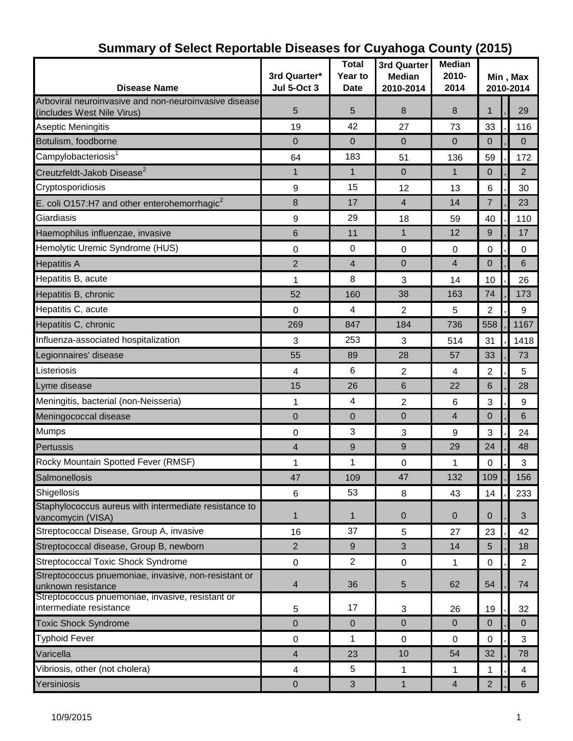# Summary of Select Reportable Diseases for Cuyahoga County (2015)

| Disease Name | 3rd Quarter* Jul 5-Oct 3 | Total Year to Date | 3rd Quarter Median 2010-2014 | Median 2010-2014 | Min , Max 2010-2014 | | |
|---|---|---|---|---|---|---|---|
| Arboviral neuroinvasive and non-neuroinvasive disease (includes West Nile Virus) | 5 | 5 | 8 | 8 | 1 | , | 29 |
| Aseptic Meningitis | 19 | 42 | 27 | 73 | 33 | , | 116 |
| Botulism, foodborne | 0 | 0 | 0 | 0 | 0 | , | 0 |
| Campylobacteriosis[1] | 64 | 183 | 51 | 136 | 59 | , | 172 |
| Creutzfeldt-Jakob Disease[2] | 1 | 1 | 0 | 1 | 0 | , | 2 |
| Cryptosporidiosis | 9 | 15 | 12 | 13 | 6 | , | 30 |
| E. coli O157:H7 and other enterohemorrhagic[2] | 8 | 17 | 4 | 14 | 7 | , | 23 |
| Giardiasis | 9 | 29 | 18 | 59 | 40 | , | 110 |
| Haemophilus influenzae, invasive | 6 | 11 | 1 | 12 | 9 | , | 17 |
| Hemolytic Uremic Syndrome (HUS) | 0 | 0 | 0 | 0 | 0 | , | 0 |
| Hepatitis A | 2 | 4 | 0 | 4 | 0 | , | 6 |
| Hepatitis B, acute | 1 | 8 | 3 | 14 | 10 | , | 26 |
| Hepatitis B, chronic | 52 | 160 | 38 | 163 | 74 | , | 173 |
| Hepatitis C, acute | 0 | 4 | 2 | 5 | 2 | , | 9 |
| Hepatitis C, chronic | 269 | 847 | 184 | 736 | 558 | , | 1167 |
| Influenza-associated hospitalization | 3 | 253 | 3 | 514 | 31 | , | 1418 |
| Legionnaires' disease | 55 | 89 | 28 | 57 | 33 | , | 73 |
| Listeriosis | 4 | 6 | 2 | 4 | 2 | , | 5 |
| Lyme disease | 15 | 26 | 6 | 22 | 6 | , | 28 |
| Meningitis, bacterial (non-Neisseria) | 1 | 4 | 2 | 6 | 3 | , | 9 |
| Meningococcal disease | 0 | 0 | 0 | 4 | 0 | , | 6 |
| Mumps | 0 | 3 | 3 | 9 | 3 | , | 24 |
| Pertussis | 4 | 9 | 9 | 29 | 24 | , | 48 |
| Rocky Mountain Spotted Fever (RMSF) | 1 | 1 | 0 | 1 | 0 | , | 3 |
| Salmonellosis | 47 | 109 | 47 | 132 | 109 | , | 156 |
| Shigellosis | 6 | 53 | 8 | 43 | 14 | , | 233 |
| Staphylococcus aureus with intermediate resistance to vancomycin (VISA) | 1 | 1 | 0 | 0 | 0 | , | 3 |
| Streptococcal Disease, Group A, invasive | 16 | 37 | 5 | 27 | 23 | , | 42 |
| Streptococcal disease, Group B, newborn | 2 | 9 | 3 | 14 | 5 | , | 18 |
| Streptococcal Toxic Shock Syndrome | 0 | 2 | 0 | 1 | 0 | , | 2 |
| Streptococcus pnuemoniae, invasive, non-resistant or unknown resistance | 4 | 36 | 5 | 62 | 54 | , | 74 |
| Streptococcus pnuemoniae, invasive, resistant or intermediate resistance | 5 | 17 | 3 | 26 | 19 | , | 32 |
| Toxic Shock Syndrome | 0 | 0 | 0 | 0 | 0 | , | 0 |
| Typhoid Fever | 0 | 1 | 0 | 0 | 0 | , | 3 |
| Varicella | 4 | 23 | 10 | 54 | 32 | , | 78 |
| Vibriosis, other (not cholera) | 4 | 5 | 1 | 1 | 1 | , | 4 |
| Yersiniosis | 0 | 3 | 1 | 4 | 2 | , | 6 |

10/9/2015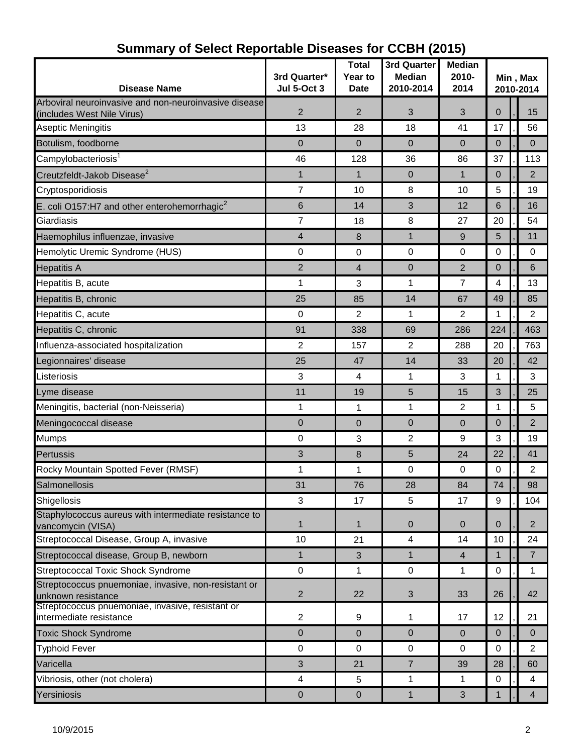## Summary of Select Reportable Diseases for CCBH (2015)

| Disease Name | 3rd Quarter* Jul 5-Oct 3 | Total Year to Date | 3rd Quarter Median 2010-2014 | Median 2010-2014 | Min , Max 2010-2014 |
|---|---|---|---|---|---|
| Arboviral neuroinvasive and non-neuroinvasive disease (includes West Nile Virus) | 2 | 2 | 3 | 3 | 0 , 15 |
| Aseptic Meningitis | 13 | 28 | 18 | 41 | 17 , 56 |
| Botulism, foodborne | 0 | 0 | 0 | 0 | 0 , 0 |
| Campylobacteriosis[1] | 46 | 128 | 36 | 86 | 37 , 113 |
| Creutzfeldt-Jakob Disease[2] | 1 | 1 | 0 | 1 | 0 , 2 |
| Cryptosporidiosis | 7 | 10 | 8 | 10 | 5 , 19 |
| E. coli O157:H7 and other enterohemorrhagic[2] | 6 | 14 | 3 | 12 | 6 , 16 |
| Giardiasis | 7 | 18 | 8 | 27 | 20 , 54 |
| Haemophilus influenzae, invasive | 4 | 8 | 1 | 9 | 5 , 11 |
| Hemolytic Uremic Syndrome (HUS) | 0 | 0 | 0 | 0 | 0 , 0 |
| Hepatitis A | 2 | 4 | 0 | 2 | 0 , 6 |
| Hepatitis B, acute | 1 | 3 | 1 | 7 | 4 , 13 |
| Hepatitis B, chronic | 25 | 85 | 14 | 67 | 49 , 85 |
| Hepatitis C, acute | 0 | 2 | 1 | 2 | 1 , 2 |
| Hepatitis C, chronic | 91 | 338 | 69 | 286 | 224 , 463 |
| Influenza-associated hospitalization | 2 | 157 | 2 | 288 | 20 , 763 |
| Legionnaires' disease | 25 | 47 | 14 | 33 | 20 , 42 |
| Listeriosis | 3 | 4 | 1 | 3 | 1 , 3 |
| Lyme disease | 11 | 19 | 5 | 15 | 3 , 25 |
| Meningitis, bacterial (non-Neisseria) | 1 | 1 | 1 | 2 | 1 , 5 |
| Meningococcal disease | 0 | 0 | 0 | 0 | 0 , 2 |
| Mumps | 0 | 3 | 2 | 9 | 3 , 19 |
| Pertussis | 3 | 8 | 5 | 24 | 22 , 41 |
| Rocky Mountain Spotted Fever (RMSF) | 1 | 1 | 0 | 0 | 0 , 2 |
| Salmonellosis | 31 | 76 | 28 | 84 | 74 , 98 |
| Shigellosis | 3 | 17 | 5 | 17 | 9 , 104 |
| Staphylococcus aureus with intermediate resistance to vancomycin (VISA) | 1 | 1 | 0 | 0 | 0 , 2 |
| Streptococcal Disease, Group A, invasive | 10 | 21 | 4 | 14 | 10 , 24 |
| Streptococcal disease, Group B, newborn | 1 | 3 | 1 | 4 | 1 , 7 |
| Streptococcal Toxic Shock Syndrome | 0 | 1 | 0 | 1 | 0 , 1 |
| Streptococcus pnuemoniae, invasive, non-resistant or unknown resistance | 2 | 22 | 3 | 33 | 26 , 42 |
| Streptococcus pnuemoniae, invasive, resistant or intermediate resistance | 2 | 9 | 1 | 17 | 12 , 21 |
| Toxic Shock Syndrome | 0 | 0 | 0 | 0 | 0 , 0 |
| Typhoid Fever | 0 | 0 | 0 | 0 | 0 , 2 |
| Varicella | 3 | 21 | 7 | 39 | 28 , 60 |
| Vibriosis, other (not cholera) | 4 | 5 | 1 | 1 | 0 , 4 |
| Yersiniosis | 0 | 0 | 1 | 3 | 1 , 4 |

10/9/2015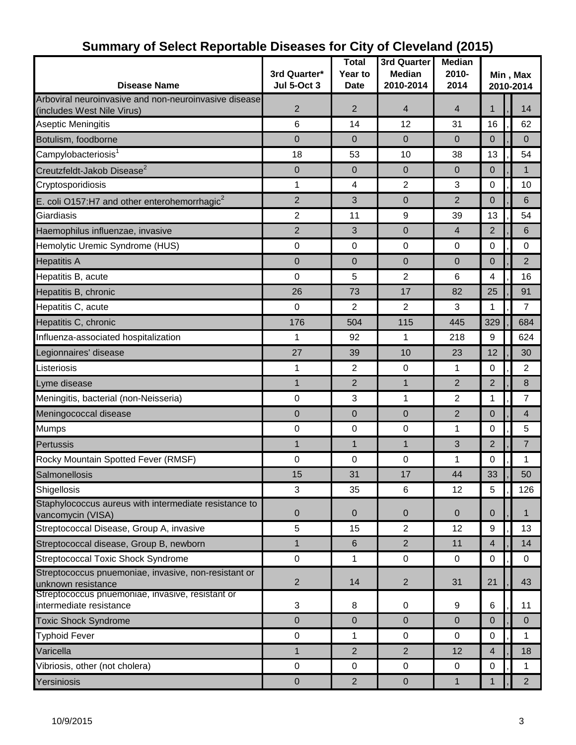# Summary of Select Reportable Diseases for City of Cleveland (2015)

| Disease Name | 3rd Quarter* Jul 5-Oct 3 | Total Year to Date | 3rd Quarter Median 2010-2014 | Median 2010-2014 | Min , Max 2010-2014 |
|---|---|---|---|---|---|
| Arboviral neuroinvasive and non-neuroinvasive disease (includes West Nile Virus) | 2 | 2 | 4 | 4 | 1 , 14 |
| Aseptic Meningitis | 6 | 14 | 12 | 31 | 16 , 62 |
| Botulism, foodborne | 0 | 0 | 0 | 0 | 0 , 0 |
| Campylobacteriosis[1] | 18 | 53 | 10 | 38 | 13 , 54 |
| Creutzfeldt-Jakob Disease[2] | 0 | 0 | 0 | 0 | 0 , 1 |
| Cryptosporidiosis | 1 | 4 | 2 | 3 | 0 , 10 |
| E. coli O157:H7 and other enterohemorrhagic[2] | 2 | 3 | 0 | 2 | 0 , 6 |
| Giardiasis | 2 | 11 | 9 | 39 | 13 , 54 |
| Haemophilus influenzae, invasive | 2 | 3 | 0 | 4 | 2 , 6 |
| Hemolytic Uremic Syndrome (HUS) | 0 | 0 | 0 | 0 | 0 , 0 |
| Hepatitis A | 0 | 0 | 0 | 0 | 0 , 2 |
| Hepatitis B, acute | 0 | 5 | 2 | 6 | 4 , 16 |
| Hepatitis B, chronic | 26 | 73 | 17 | 82 | 25 , 91 |
| Hepatitis C, acute | 0 | 2 | 2 | 3 | 1 , 7 |
| Hepatitis C, chronic | 176 | 504 | 115 | 445 | 329 , 684 |
| Influenza-associated hospitalization | 1 | 92 | 1 | 218 | 9 624 |
| Legionnaires' disease | 27 | 39 | 10 | 23 | 12 , 30 |
| Listeriosis | 1 | 2 | 0 | 1 | 0 , 2 |
| Lyme disease | 1 | 2 | 1 | 2 | 2 , 8 |
| Meningitis, bacterial (non-Neisseria) | 0 | 3 | 1 | 2 | 1 , 7 |
| Meningococcal disease | 0 | 0 | 0 | 2 | 0 , 4 |
| Mumps | 0 | 0 | 0 | 1 | 0 , 5 |
| Pertussis | 1 | 1 | 1 | 3 | 2 , 7 |
| Rocky Mountain Spotted Fever (RMSF) | 0 | 0 | 0 | 1 | 0 , 1 |
| Salmonellosis | 15 | 31 | 17 | 44 | 33 , 50 |
| Shigellosis | 3 | 35 | 6 | 12 | 5 , 126 |
| Staphylococcus aureus with intermediate resistance to vancomycin (VISA) | 0 | 0 | 0 | 0 | 0 , 1 |
| Streptococcal Disease, Group A, invasive | 5 | 15 | 2 | 12 | 9 , 13 |
| Streptococcal disease, Group B, newborn | 1 | 6 | 2 | 11 | 4 , 14 |
| Streptococcal Toxic Shock Syndrome | 0 | 1 | 0 | 0 | 0 , 0 |
| Streptococcus pnuemoniae, invasive, non-resistant or unknown resistance | 2 | 14 | 2 | 31 | 21 , 43 |
| Streptococcus pnuemoniae, invasive, resistant or intermediate resistance | 3 | 8 | 0 | 9 | 6 , 11 |
| Toxic Shock Syndrome | 0 | 0 | 0 | 0 | 0 , 0 |
| Typhoid Fever | 0 | 1 | 0 | 0 | 0 , 1 |
| Varicella | 1 | 2 | 2 | 12 | 4 , 18 |
| Vibriosis, other (not cholera) | 0 | 0 | 0 | 0 | 0 , 1 |
| Yersiniosis | 0 | 2 | 0 | 1 | 1 , 2 |

10/9/2015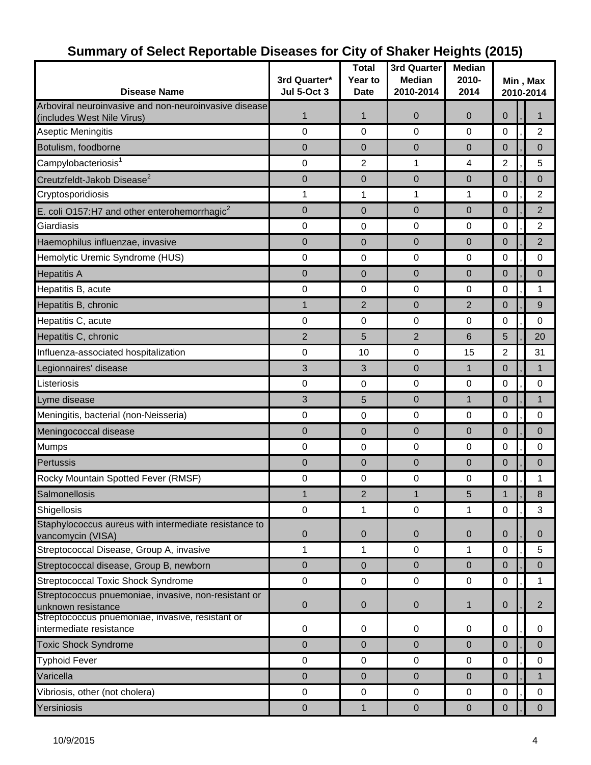## Summary of Select Reportable Diseases for City of Shaker Heights (2015)

| Disease Name | 3rd Quarter* Jul 5-Oct 3 | Total Year to Date | 3rd Quarter Median 2010-2014 | Median 2010-2014 | Min , Max 2010-2014 | |
|---|---|---|---|---|---|---|
| Arboviral neuroinvasive and non-neuroinvasive disease (includes West Nile Virus) | 1 | 1 | 0 | 0 | 0 | 1 |
| Aseptic Meningitis | 0 | 0 | 0 | 0 | 0 | 2 |
| Botulism, foodborne | 0 | 0 | 0 | 0 | 0 | 0 |
| Campylobacteriosis[1] | 0 | 2 | 1 | 4 | 2 | 5 |
| Creutzfeldt-Jakob Disease[2] | 0 | 0 | 0 | 0 | 0 | 0 |
| Cryptosporidiosis | 1 | 1 | 1 | 1 | 0 | 2 |
| E. coli O157:H7 and other enterohemorrhagic[2] | 0 | 0 | 0 | 0 | 0 | 2 |
| Giardiasis | 0 | 0 | 0 | 0 | 0 | 2 |
| Haemophilus influenzae, invasive | 0 | 0 | 0 | 0 | 0 | 2 |
| Hemolytic Uremic Syndrome (HUS) | 0 | 0 | 0 | 0 | 0 | 0 |
| Hepatitis A | 0 | 0 | 0 | 0 | 0 | 0 |
| Hepatitis B, acute | 0 | 0 | 0 | 0 | 0 | 1 |
| Hepatitis B, chronic | 1 | 2 | 0 | 2 | 0 | 9 |
| Hepatitis C, acute | 0 | 0 | 0 | 0 | 0 | 0 |
| Hepatitis C, chronic | 2 | 5 | 2 | 6 | 5 | 20 |
| Influenza-associated hospitalization | 0 | 10 | 0 | 15 | 2 | 31 |
| Legionnaires' disease | 3 | 3 | 0 | 1 | 0 | 1 |
| Listeriosis | 0 | 0 | 0 | 0 | 0 | 0 |
| Lyme disease | 3 | 5 | 0 | 1 | 0 | 1 |
| Meningitis, bacterial (non-Neisseria) | 0 | 0 | 0 | 0 | 0 | 0 |
| Meningococcal disease | 0 | 0 | 0 | 0 | 0 | 0 |
| Mumps | 0 | 0 | 0 | 0 | 0 | 0 |
| Pertussis | 0 | 0 | 0 | 0 | 0 | 0 |
| Rocky Mountain Spotted Fever (RMSF) | 0 | 0 | 0 | 0 | 0 | 1 |
| Salmonellosis | 1 | 2 | 1 | 5 | 1 | 8 |
| Shigellosis | 0 | 1 | 0 | 1 | 0 | 3 |
| Staphylococcus aureus with intermediate resistance to vancomycin (VISA) | 0 | 0 | 0 | 0 | 0 | 0 |
| Streptococcal Disease, Group A, invasive | 1 | 1 | 0 | 1 | 0 | 5 |
| Streptococcal disease, Group B, newborn | 0 | 0 | 0 | 0 | 0 | 0 |
| Streptococcal Toxic Shock Syndrome | 0 | 0 | 0 | 0 | 0 | 1 |
| Streptococcus pnuemoniae, invasive, non-resistant or unknown resistance | 0 | 0 | 0 | 1 | 0 | 2 |
| Streptococcus pnuemoniae, invasive, resistant or intermediate resistance | 0 | 0 | 0 | 0 | 0 | 0 |
| Toxic Shock Syndrome | 0 | 0 | 0 | 0 | 0 | 0 |
| Typhoid Fever | 0 | 0 | 0 | 0 | 0 | 0 |
| Varicella | 0 | 0 | 0 | 0 | 0 | 1 |
| Vibriosis, other (not cholera) | 0 | 0 | 0 | 0 | 0 | 0 |
| Yersiniosis | 0 | 1 | 0 | 0 | 0 | 0 |

10/9/2015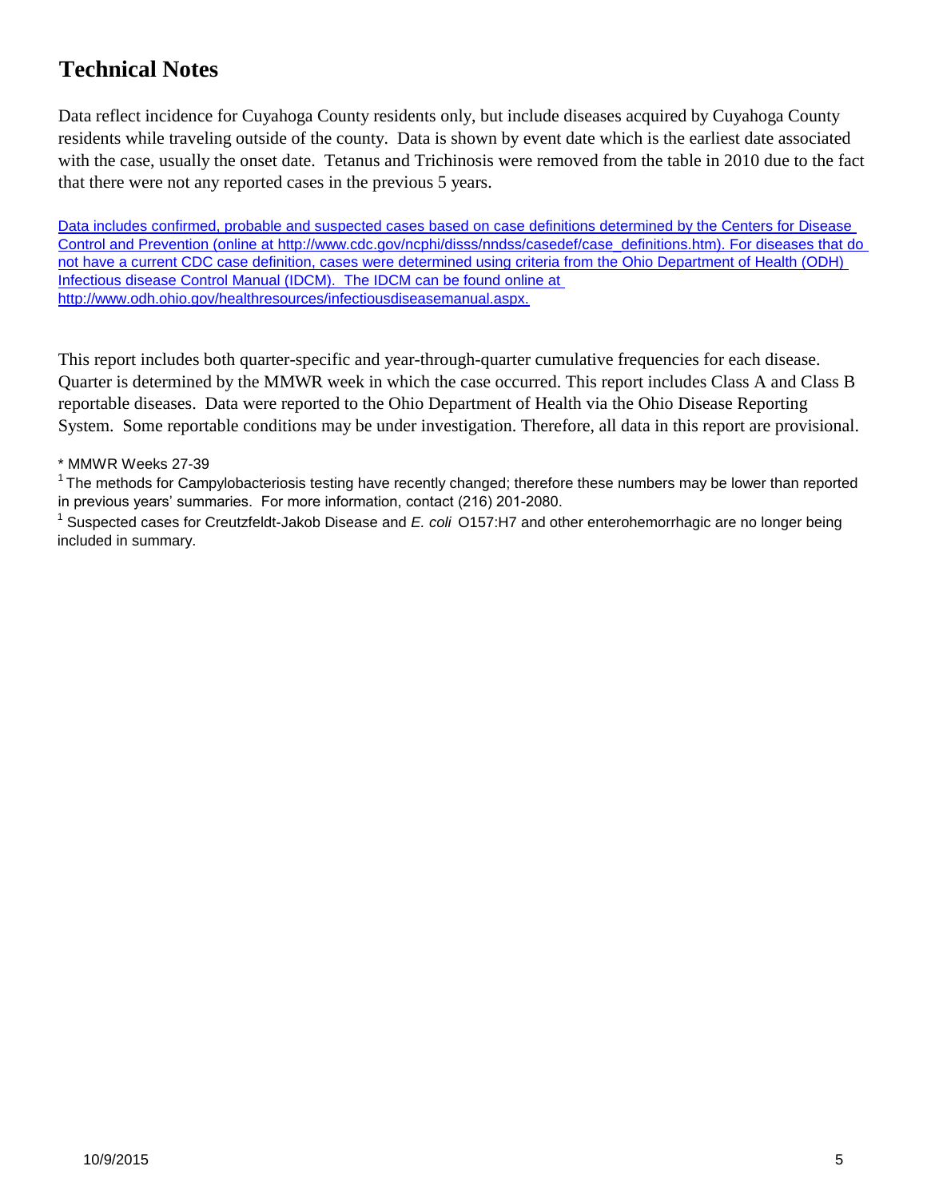# Technical Notes

Data reflect incidence for Cuyahoga County residents only, but include diseases acquired by Cuyahoga County residents while traveling outside of the county. Data is shown by event date which is the earliest date associated with the case, usually the onset date. Tetanus and Trichinosis were removed from the table in 2010 due to the fact that there were not any reported cases in the previous 5 years.

Data includes confirmed, probable and suspected cases based on case definitions determined by the Centers for Disease Control and Prevention (online at http://www.cdc.gov/ncphi/disss/nndss/casedef/case_definitions.htm). For diseases that do not have a current CDC case definition, cases were determined using criteria from the Ohio Department of Health (ODH) Infectious disease Control Manual (IDCM). The IDCM can be found online at http://www.odh.ohio.gov/healthresources/infectiousdiseasemanual.aspx.

This report includes both quarter-specific and year-through-quarter cumulative frequencies for each disease. Quarter is determined by the MMWR week in which the case occurred. This report includes Class A and Class B reportable diseases. Data were reported to the Ohio Department of Health via the Ohio Disease Reporting System. Some reportable conditions may be under investigation. Therefore, all data in this report are provisional.

* MMWR Weeks 27-39

[1] The methods for Campylobacteriosis testing have recently changed; therefore these numbers may be lower than reported in previous years' summaries. For more information, contact (216) 201-2080.

[1] Suspected cases for Creutzfeldt-Jakob Disease and *E. coli* O157:H7 and other enterohemorrhagic are no longer being included in summary.

10/9/2015